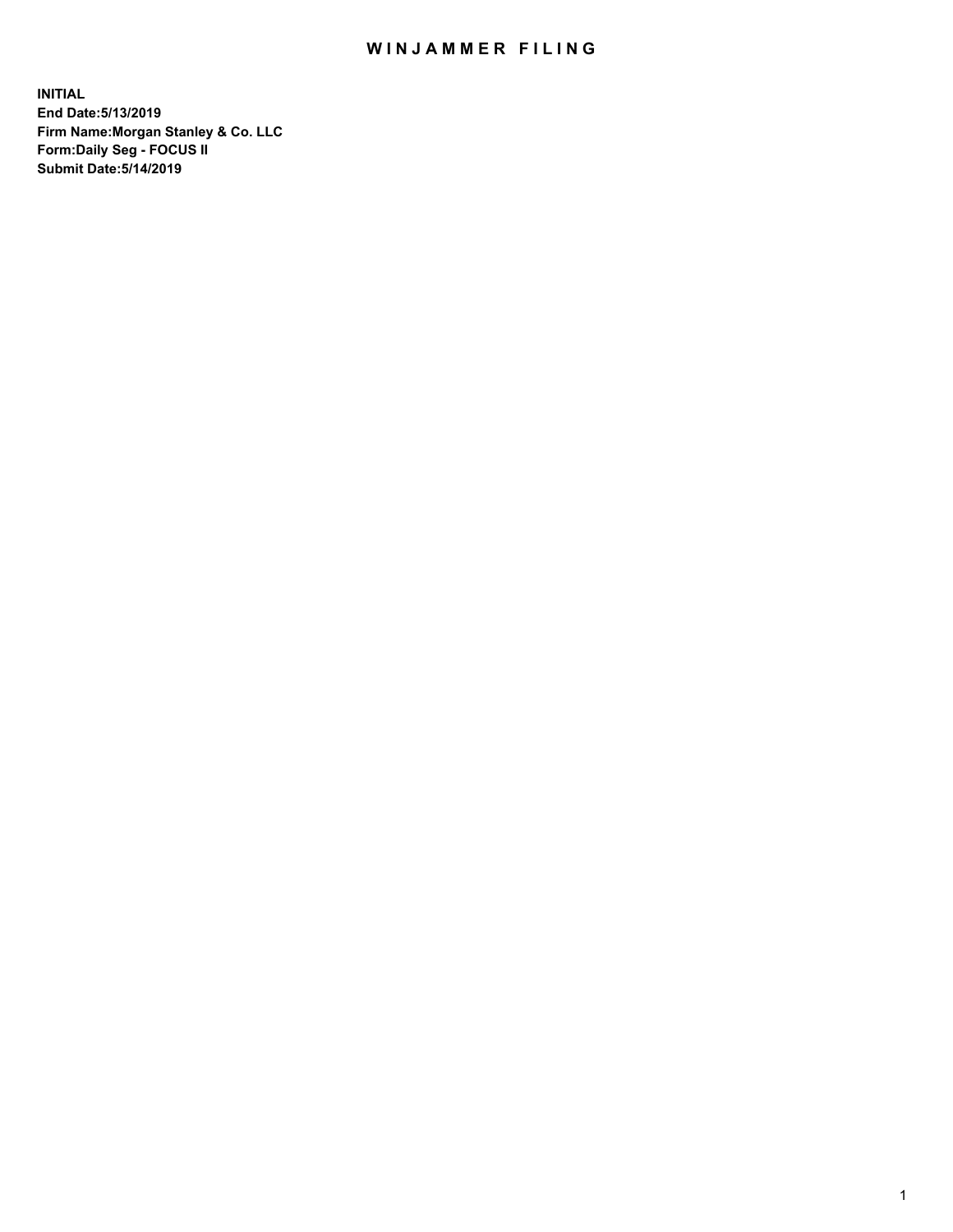# WINJAMMER FILING

**INITIAL**
**End Date:5/13/2019**
**Firm Name:Morgan Stanley & Co. LLC**
**Form:Daily Seg - FOCUS II**
**Submit Date:5/14/2019**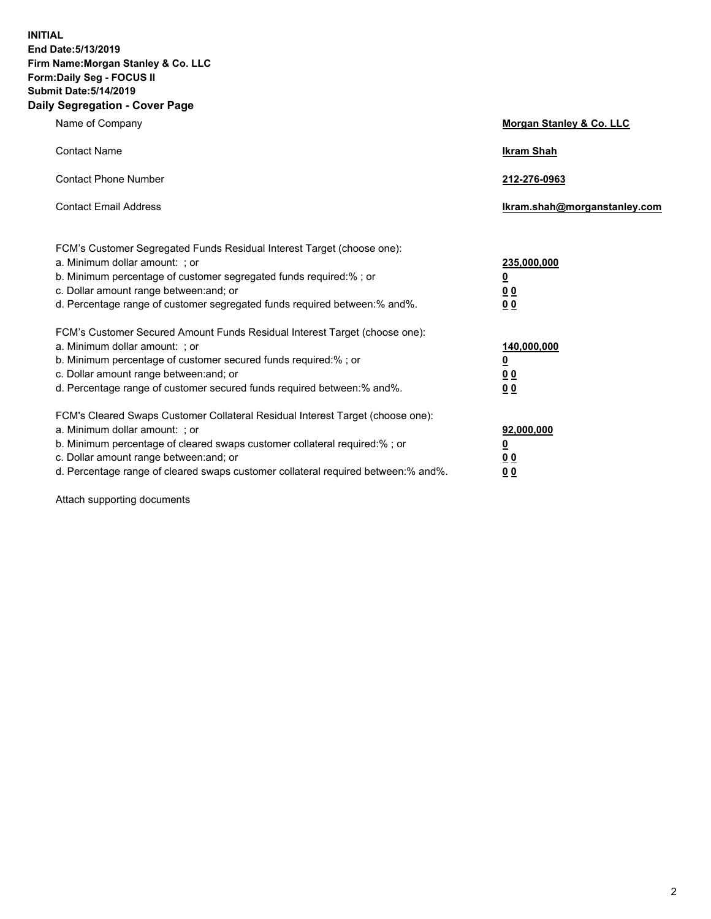**INITIAL**
**End Date:5/13/2019**
**Firm Name:Morgan Stanley & Co. LLC**
**Form:Daily Seg - FOCUS II**
**Submit Date:5/14/2019**

## Daily Segregation - Cover Page

| | |
|---|---|
| Name of Company | **Morgan Stanley & Co. LLC** |
| Contact Name | **Ikram Shah** |
| Contact Phone Number | **212-276-0963** |
| Contact Email Address | **Ikram.shah@morganstanley.com** |
| FCM's Customer Segregated Funds Residual Interest Target (choose one): | |
| a. Minimum dollar amount: ; or | **235,000,000** |
| b. Minimum percentage of customer segregated funds required:% ; or | **0** |
| c. Dollar amount range between:and; or | **0 0** |
| d. Percentage range of customer segregated funds required between:% and%. | **0 0** |
| FCM's Customer Secured Amount Funds Residual Interest Target (choose one): | |
| a. Minimum dollar amount: ; or | **140,000,000** |
| b. Minimum percentage of customer secured funds required:% ; or | **0** |
| c. Dollar amount range between:and; or | **0 0** |
| d. Percentage range of customer secured funds required between:% and%. | **0 0** |
| FCM's Cleared Swaps Customer Collateral Residual Interest Target (choose one): | |
| a. Minimum dollar amount: ; or | **92,000,000** |
| b. Minimum percentage of cleared swaps customer collateral required:% ; or | **0** |
| c. Dollar amount range between:and; or | **0 0** |
| d. Percentage range of cleared swaps customer collateral required between:% and%. | **0 0** |

Attach supporting documents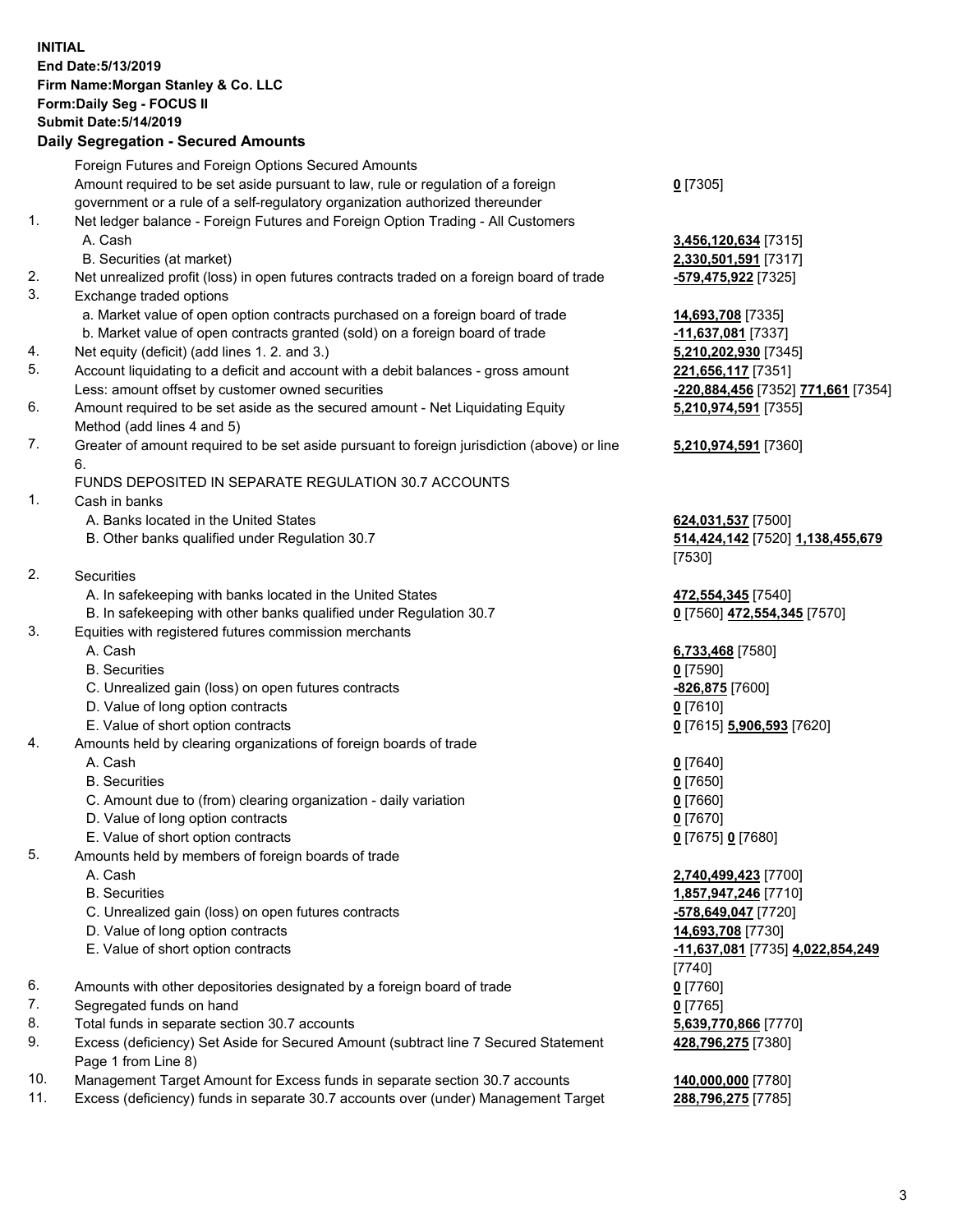**INITIAL**
**End Date:5/13/2019**
**Firm Name:Morgan Stanley & Co. LLC**
**Form:Daily Seg - FOCUS II**
**Submit Date:5/14/2019**

## Daily Segregation - Secured Amounts

| | | |
|---|---|---|
| | Foreign Futures and Foreign Options Secured Amounts | |
| | Amount required to be set aside pursuant to law, rule or regulation of a foreign government or a rule of a self-regulatory organization authorized thereunder | **0** [7305] |
| 1. | Net ledger balance - Foreign Futures and Foreign Option Trading - All Customers | |
| | A. Cash | **3,456,120,634** [7315] |
| | B. Securities (at market) | **2,330,501,591** [7317] |
| 2. | Net unrealized profit (loss) in open futures contracts traded on a foreign board of trade | **-579,475,922** [7325] |
| 3. | Exchange traded options | |
| | a. Market value of open option contracts purchased on a foreign board of trade | **14,693,708** [7335] |
| | b. Market value of open contracts granted (sold) on a foreign board of trade | **-11,637,081** [7337] |
| 4. | Net equity (deficit) (add lines 1. 2. and 3.) | **5,210,202,930** [7345] |
| 5. | Account liquidating to a deficit and account with a debit balances - gross amount | **221,656,117** [7351] |
| | Less: amount offset by customer owned securities | **-220,884,456** [7352] **771,661** [7354] |
| 6. | Amount required to be set aside as the secured amount - Net Liquidating Equity Method (add lines 4 and 5) | **5,210,974,591** [7355] |
| 7. | Greater of amount required to be set aside pursuant to foreign jurisdiction (above) or line 6. | **5,210,974,591** [7360] |
| | FUNDS DEPOSITED IN SEPARATE REGULATION 30.7 ACCOUNTS | |
| 1. | Cash in banks | |
| | A. Banks located in the United States | **624,031,537** [7500] |
| | B. Other banks qualified under Regulation 30.7 | **514,424,142** [7520] **1,138,455,679** [7530] |
| 2. | Securities | |
| | A. In safekeeping with banks located in the United States | **472,554,345** [7540] |
| | B. In safekeeping with other banks qualified under Regulation 30.7 | **0** [7560] **472,554,345** [7570] |
| 3. | Equities with registered futures commission merchants | |
| | A. Cash | **6,733,468** [7580] |
| | B. Securities | **0** [7590] |
| | C. Unrealized gain (loss) on open futures contracts | **-826,875** [7600] |
| | D. Value of long option contracts | **0** [7610] |
| | E. Value of short option contracts | **0** [7615] **5,906,593** [7620] |
| 4. | Amounts held by clearing organizations of foreign boards of trade | |
| | A. Cash | **0** [7640] |
| | B. Securities | **0** [7650] |
| | C. Amount due to (from) clearing organization - daily variation | **0** [7660] |
| | D. Value of long option contracts | **0** [7670] |
| | E. Value of short option contracts | **0** [7675] **0** [7680] |
| 5. | Amounts held by members of foreign boards of trade | |
| | A. Cash | **2,740,499,423** [7700] |
| | B. Securities | **1,857,947,246** [7710] |
| | C. Unrealized gain (loss) on open futures contracts | **-578,649,047** [7720] |
| | D. Value of long option contracts | **14,693,708** [7730] |
| | E. Value of short option contracts | **-11,637,081** [7735] **4,022,854,249** [7740] |
| 6. | Amounts with other depositories designated by a foreign board of trade | **0** [7760] |
| 7. | Segregated funds on hand | **0** [7765] |
| 8. | Total funds in separate section 30.7 accounts | **5,639,770,866** [7770] |
| 9. | Excess (deficiency) Set Aside for Secured Amount (subtract line 7 Secured Statement Page 1 from Line 8) | **428,796,275** [7380] |
| 10. | Management Target Amount for Excess funds in separate section 30.7 accounts | **140,000,000** [7780] |
| 11. | Excess (deficiency) funds in separate 30.7 accounts over (under) Management Target | **288,796,275** [7785] |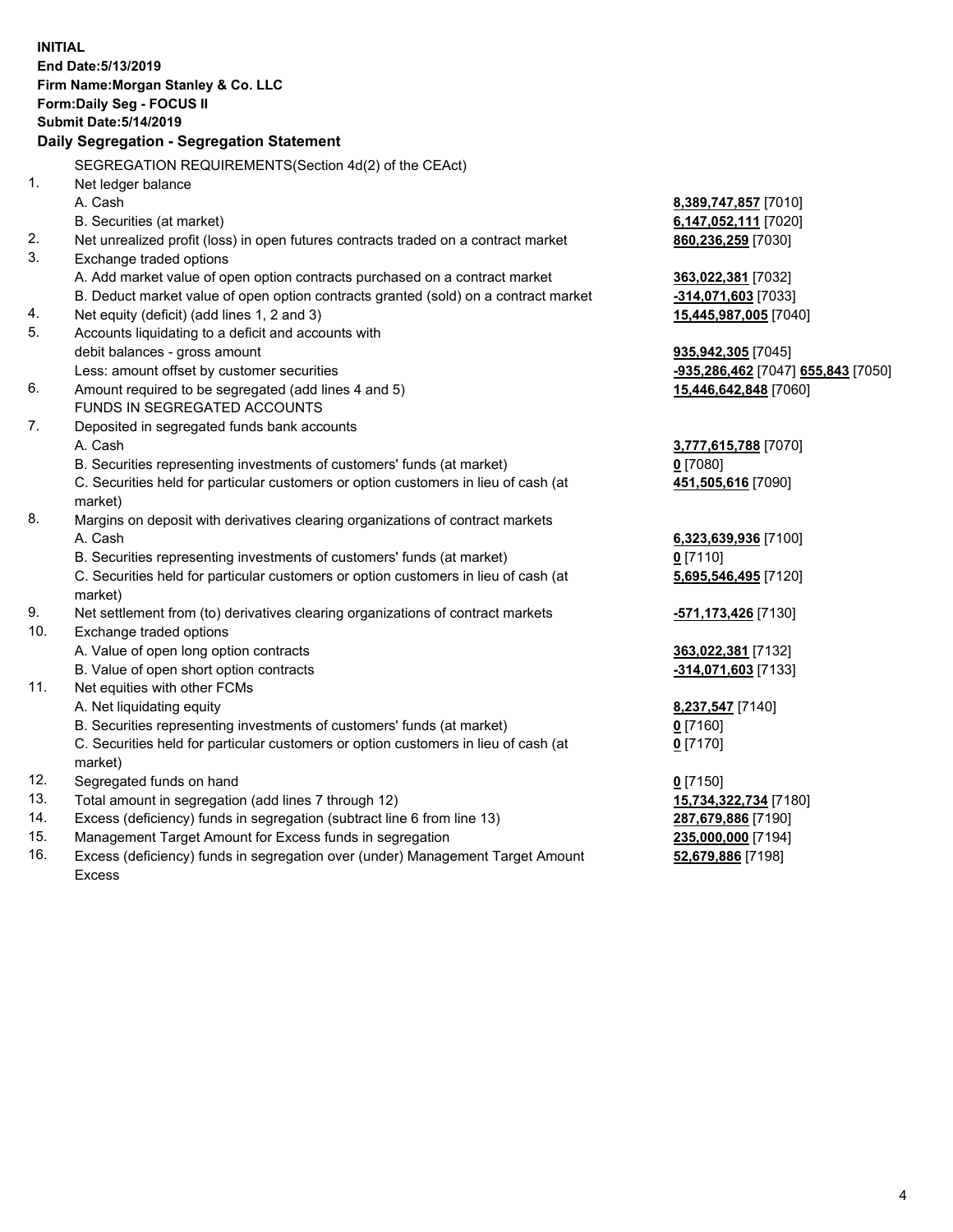**INITIAL**
**End Date:5/13/2019**
**Firm Name:Morgan Stanley & Co. LLC**
**Form:Daily Seg - FOCUS II**
**Submit Date:5/14/2019**

### Daily Segregation - Segregation Statement

SEGREGATION REQUIREMENTS(Section 4d(2) of the CEAct)

| | | |
|---|---|---|
| 1. | Net ledger balance | |
| | A. Cash | 8,389,747,857 [7010] |
| | B. Securities (at market) | 6,147,052,111 [7020] |
| 2. | Net unrealized profit (loss) in open futures contracts traded on a contract market | 860,236,259 [7030] |
| 3. | Exchange traded options | |
| | A. Add market value of open option contracts purchased on a contract market | 363,022,381 [7032] |
| | B. Deduct market value of open option contracts granted (sold) on a contract market | -314,071,603 [7033] |
| 4. | Net equity (deficit) (add lines 1, 2 and 3) | 15,445,987,005 [7040] |
| 5. | Accounts liquidating to a deficit and accounts with debit balances - gross amount | 935,942,305 [7045] |
| | Less: amount offset by customer securities | -935,286,462 [7047] 655,843 [7050] |
| 6. | Amount required to be segregated (add lines 4 and 5) | 15,446,642,848 [7060] |
| | FUNDS IN SEGREGATED ACCOUNTS | |
| 7. | Deposited in segregated funds bank accounts | |
| | A. Cash | 3,777,615,788 [7070] |
| | B. Securities representing investments of customers' funds (at market) | 0 [7080] |
| | C. Securities held for particular customers or option customers in lieu of cash (at market) | 451,505,616 [7090] |
| 8. | Margins on deposit with derivatives clearing organizations of contract markets | |
| | A. Cash | 6,323,639,936 [7100] |
| | B. Securities representing investments of customers' funds (at market) | 0 [7110] |
| | C. Securities held for particular customers or option customers in lieu of cash (at market) | 5,695,546,495 [7120] |
| 9. | Net settlement from (to) derivatives clearing organizations of contract markets | -571,173,426 [7130] |
| 10. | Exchange traded options | |
| | A. Value of open long option contracts | 363,022,381 [7132] |
| | B. Value of open short option contracts | -314,071,603 [7133] |
| 11. | Net equities with other FCMs | |
| | A. Net liquidating equity | 8,237,547 [7140] |
| | B. Securities representing investments of customers' funds (at market) | 0 [7160] |
| | C. Securities held for particular customers or option customers in lieu of cash (at market) | 0 [7170] |
| 12. | Segregated funds on hand | 0 [7150] |
| 13. | Total amount in segregation (add lines 7 through 12) | 15,734,322,734 [7180] |
| 14. | Excess (deficiency) funds in segregation (subtract line 6 from line 13) | 287,679,886 [7190] |
| 15. | Management Target Amount for Excess funds in segregation | 235,000,000 [7194] |
| 16. | Excess (deficiency) funds in segregation over (under) Management Target Amount Excess | 52,679,886 [7198] |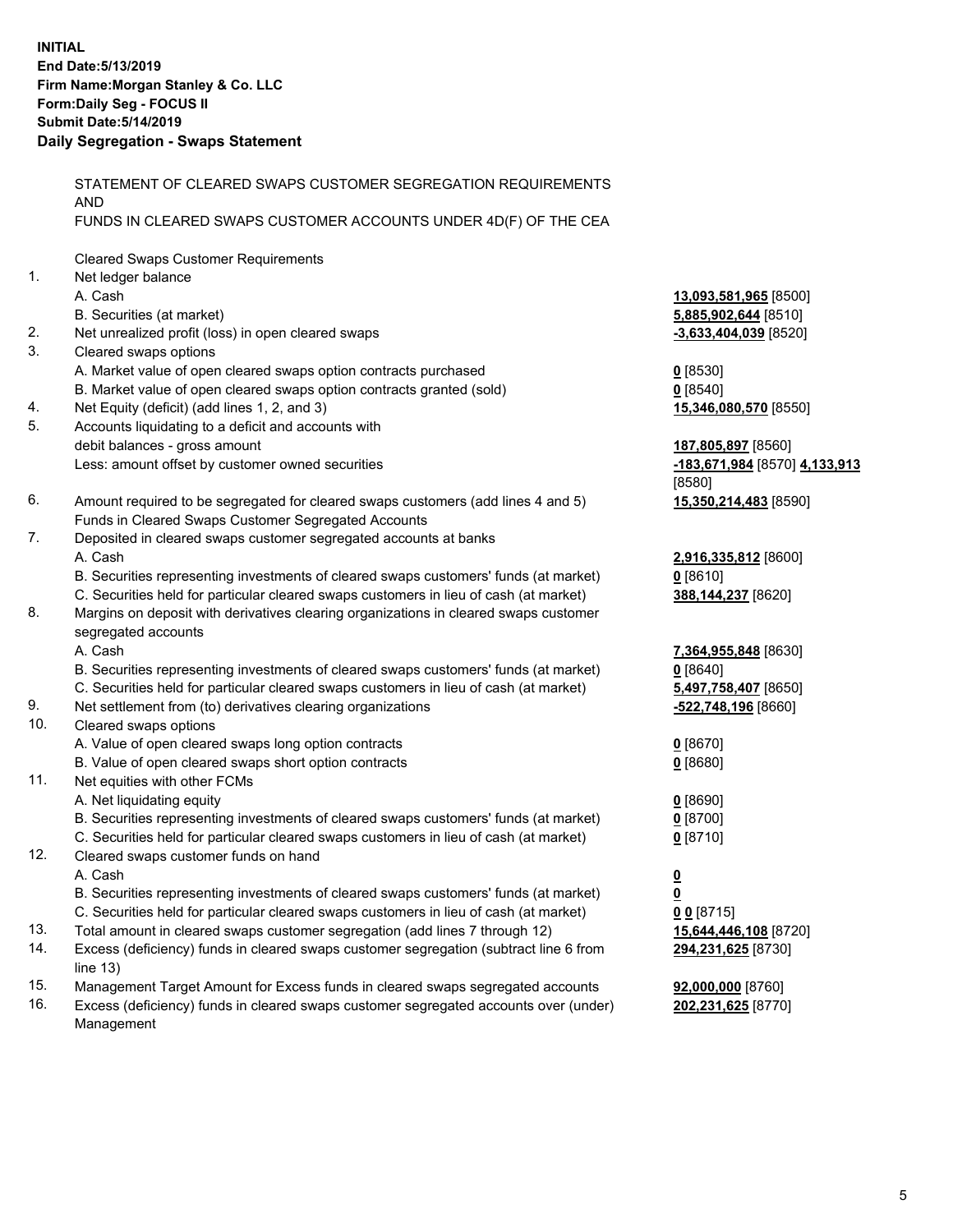**INITIAL**
**End Date:5/13/2019**
**Firm Name:Morgan Stanley & Co. LLC**
**Form:Daily Seg - FOCUS II**
**Submit Date:5/14/2019**
**Daily Segregation - Swaps Statement**

STATEMENT OF CLEARED SWAPS CUSTOMER SEGREGATION REQUIREMENTS AND FUNDS IN CLEARED SWAPS CUSTOMER ACCOUNTS UNDER 4D(F) OF THE CEA

| | | |
|---|---|---|
| | Cleared Swaps Customer Requirements | |
| 1. | Net ledger balance | |
| | A. Cash | **13,093,581,965** [8500] |
| | B. Securities (at market) | **5,885,902,644** [8510] |
| 2. | Net unrealized profit (loss) in open cleared swaps | **-3,633,404,039** [8520] |
| 3. | Cleared swaps options | |
| | A. Market value of open cleared swaps option contracts purchased | **0** [8530] |
| | B. Market value of open cleared swaps option contracts granted (sold) | **0** [8540] |
| 4. | Net Equity (deficit) (add lines 1, 2, and 3) | **15,346,080,570** [8550] |
| 5. | Accounts liquidating to a deficit and accounts with debit balances - gross amount | **187,805,897** [8560] |
| | Less: amount offset by customer owned securities | **-183,671,984** [8570] **4,133,913** [8580] |
| 6. | Amount required to be segregated for cleared swaps customers (add lines 4 and 5) | **15,350,214,483** [8590] |
| | Funds in Cleared Swaps Customer Segregated Accounts | |
| 7. | Deposited in cleared swaps customer segregated accounts at banks | |
| | A. Cash | **2,916,335,812** [8600] |
| | B. Securities representing investments of cleared swaps customers' funds (at market) | **0** [8610] |
| | C. Securities held for particular cleared swaps customers in lieu of cash (at market) | **388,144,237** [8620] |
| 8. | Margins on deposit with derivatives clearing organizations in cleared swaps customer segregated accounts | |
| | A. Cash | **7,364,955,848** [8630] |
| | B. Securities representing investments of cleared swaps customers' funds (at market) | **0** [8640] |
| | C. Securities held for particular cleared swaps customers in lieu of cash (at market) | **5,497,758,407** [8650] |
| 9. | Net settlement from (to) derivatives clearing organizations | **-522,748,196** [8660] |
| 10. | Cleared swaps options | |
| | A. Value of open cleared swaps long option contracts | **0** [8670] |
| | B. Value of open cleared swaps short option contracts | **0** [8680] |
| 11. | Net equities with other FCMs | |
| | A. Net liquidating equity | **0** [8690] |
| | B. Securities representing investments of cleared swaps customers' funds (at market) | **0** [8700] |
| | C. Securities held for particular cleared swaps customers in lieu of cash (at market) | **0** [8710] |
| 12. | Cleared swaps customer funds on hand | |
| | A. Cash | **0** |
| | B. Securities representing investments of cleared swaps customers' funds (at market) | **0** |
| | C. Securities held for particular cleared swaps customers in lieu of cash (at market) | **0** **0** [8715] |
| 13. | Total amount in cleared swaps customer segregation (add lines 7 through 12) | **15,644,446,108** [8720] |
| 14. | Excess (deficiency) funds in cleared swaps customer segregation (subtract line 6 from line 13) | **294,231,625** [8730] |
| 15. | Management Target Amount for Excess funds in cleared swaps segregated accounts | **92,000,000** [8760] |
| 16. | Excess (deficiency) funds in cleared swaps customer segregated accounts over (under) Management | **202,231,625** [8770] |